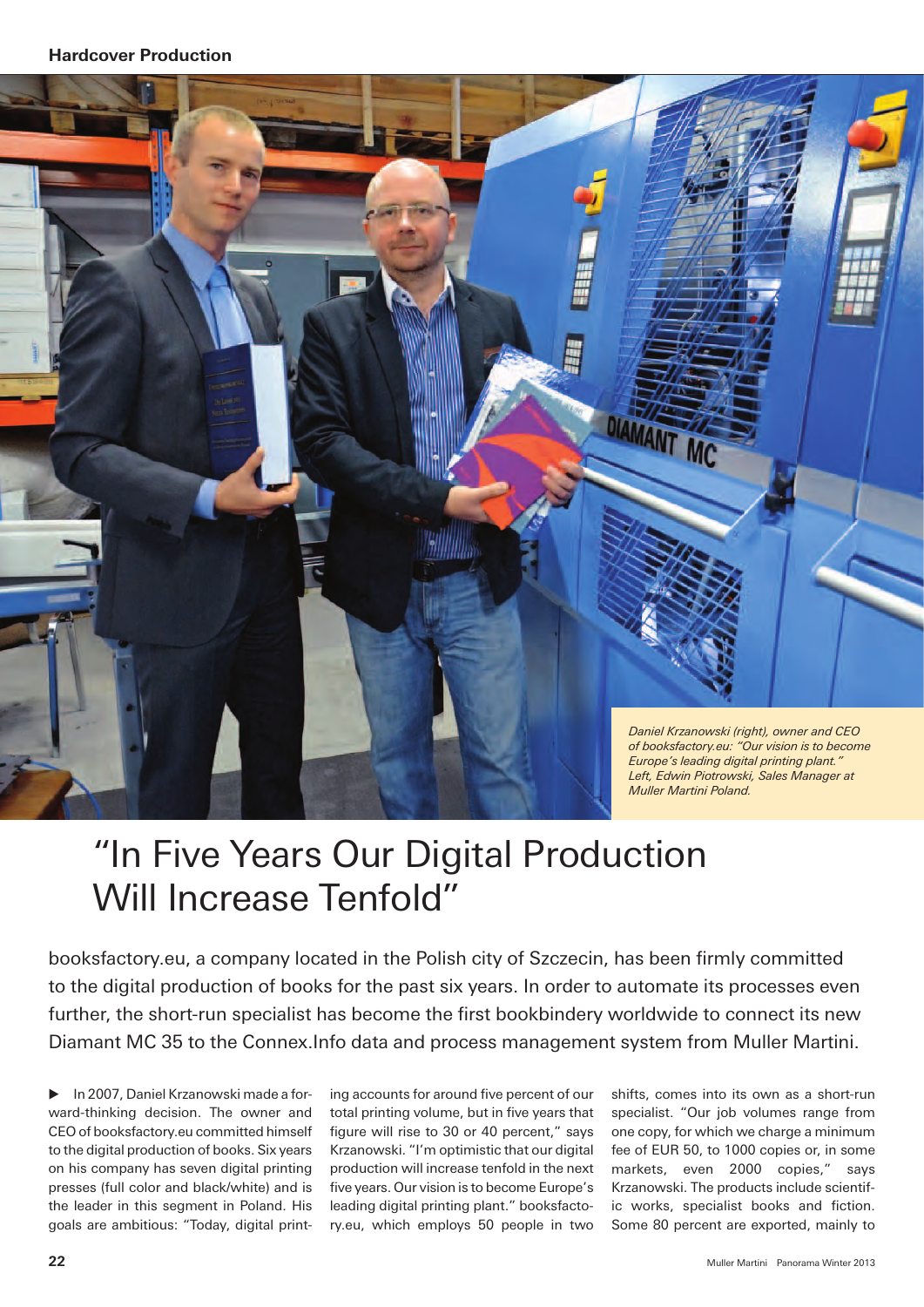Hardcover Production

*Daniel Krzanowski (right), owner and CEO of booksfactory.eu: "Our vision is to become Europe's leading digital printing plant." Left, Edwin Piotrowski, Sales Manager at Muller Martini Poland.*

# "In Five Years Our Digital Production Will Increase Tenfold"

booksfactory.eu, a company located in the Polish city of Szczecin, has been firmly committed to the digital production of books for the past six years. In order to automate its processes even further, the short-run specialist has become the first bookbindery worldwide to connect its new Diamant MC 35 to the Connex.Info data and process management system from Muller Martini.

▶ In 2007, Daniel Krzanowski made a forward-thinking decision. The owner and CEO of booksfactory.eu committed himself to the digital production of books. Six years on his company has seven digital printing presses (full color and black/white) and is the leader in this segment in Poland. His goals are ambitious: "Today, digital printing accounts for around five percent of our total printing volume, but in five years that figure will rise to 30 or 40 percent," says Krzanowski. "I'm optimistic that our digital production will increase tenfold in the next five years. Our vision is to become Europe's leading digital printing plant." booksfactory.eu, which employs 50 people in two shifts, comes into its own as a short-run specialist. "Our job volumes range from one copy, for which we charge a minimum fee of EUR 50, to 1000 copies or, in some markets, even 2000 copies," says Krzanowski. The products include scientific works, specialist books and fiction. Some 80 percent are exported, mainly to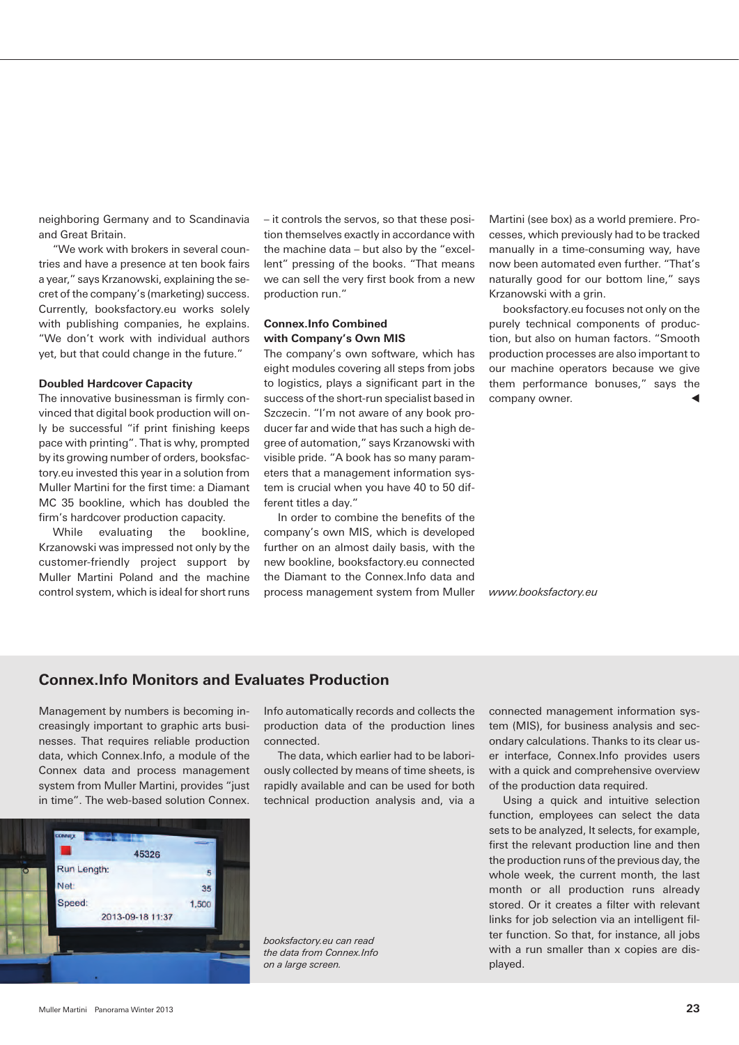neighboring Germany and to Scandinavia and Great Britain.

"We work with brokers in several countries and have a presence at ten book fairs a year," says Krzanowski, explaining the secret of the company's (marketing) success. Currently, booksfactory.eu works solely with publishing companies, he explains. "We don't work with individual authors yet, but that could change in the future."

### Doubled Hardcover Capacity

The innovative businessman is firmly convinced that digital book production will only be successful "if print finishing keeps pace with printing". That is why, prompted by its growing number of orders, booksfactory.eu invested this year in a solution from Muller Martini for the first time: a Diamant MC 35 bookline, which has doubled the firm's hardcover production capacity.

While evaluating the bookline, Krzanowski was impressed not only by the customer-friendly project support by Muller Martini Poland and the machine control system, which is ideal for short runs – it controls the servos, so that these position themselves exactly in accordance with the machine data – but also by the "excellent" pressing of the books. "That means we can sell the very first book from a new production run."

### Connex.Info Combined with Company's Own MIS

The company's own software, which has eight modules covering all steps from jobs to logistics, plays a significant part in the success of the short-run specialist based in Szczecin. "I'm not aware of any book producer far and wide that has such a high degree of automation," says Krzanowski with visible pride. "A book has so many parameters that a management information system is crucial when you have 40 to 50 different titles a day."

In order to combine the benefits of the company's own MIS, which is developed further on an almost daily basis, with the new bookline, booksfactory.eu connected the Diamant to the Connex.Info data and process management system from Muller Martini (see box) as a world premiere. Processes, which previously had to be tracked manually in a time-consuming way, have now been automated even further. "That's naturally good for our bottom line," says Krzanowski with a grin.

booksfactory.eu focuses not only on the purely technical components of production, but also on human factors. "Smooth production processes are also important to our machine operators because we give them performance bonuses," says the company owner. ◀

*www.booksfactory.eu*

## Connex.Info Monitors and Evaluates Production

Management by numbers is becoming increasingly important to graphic arts businesses. That requires reliable production data, which Connex.Info, a module of the Connex data and process management system from Muller Martini, provides "just in time". The web-based solution Connex.Info automatically records and collects the production data of the production lines connected.

The data, which earlier had to be laboriously collected by means of time sheets, is rapidly available and can be used for both technical production analysis and, via a connected management information system (MIS), for business analysis and secondary calculations. Thanks to its clear user interface, Connex.Info provides users with a quick and comprehensive overview of the production data required.

Using a quick and intuitive selection function, employees can select the data sets to be analyzed, It selects, for example, first the relevant production line and then the production runs of the previous day, the whole week, the current month, the last month or all production runs already stored. Or it creates a filter with relevant links for job selection via an intelligent filter function. So that, for instance, all jobs with a run smaller than x copies are displayed.

*booksfactory.eu can read the data from Connex.Info on a large screen.*